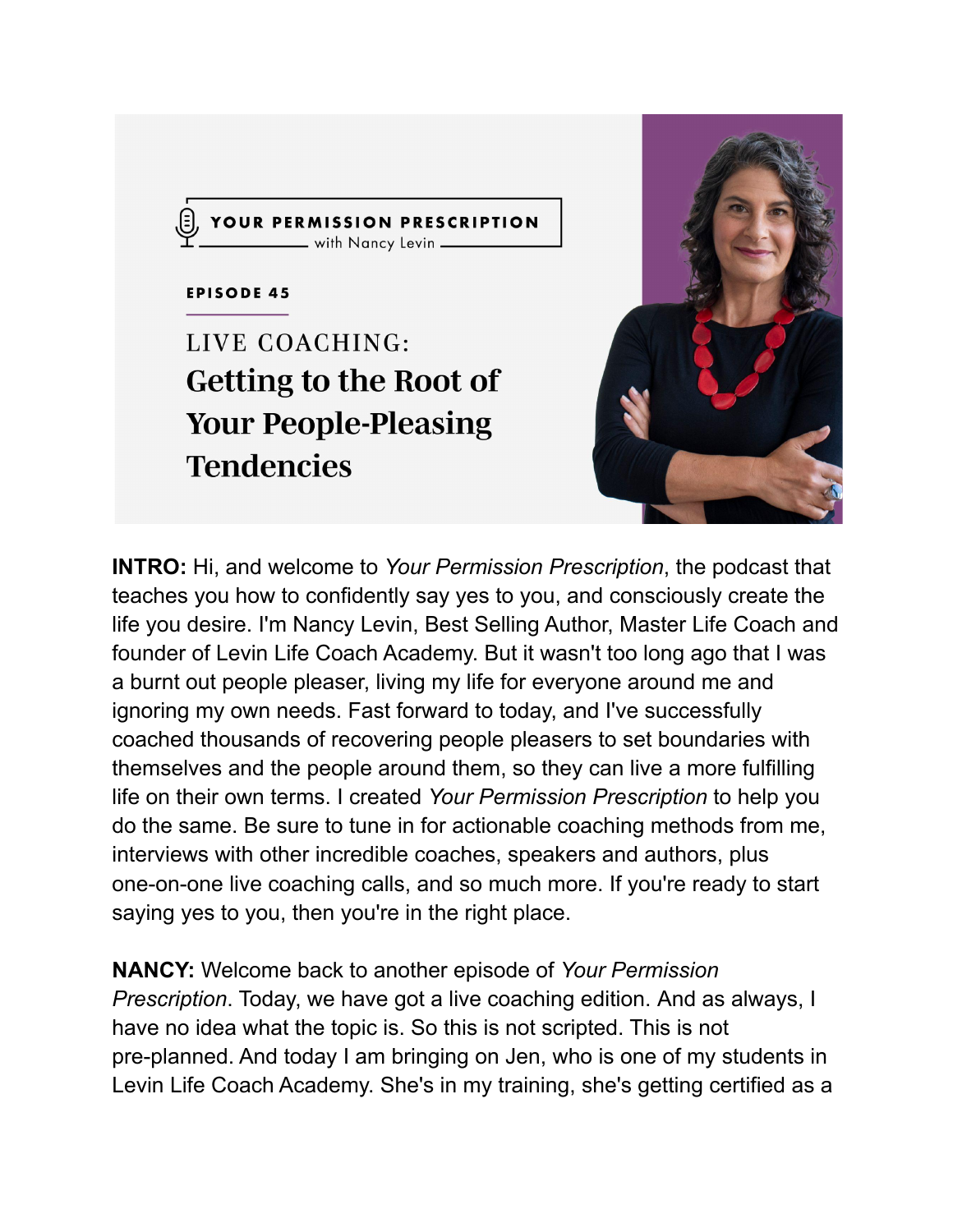YOUR PERMISSION PRESCRIPTION
with Nancy Levin

EPISODE 45

# LIVE COACHING: Getting to the Root of Your People-Pleasing Tendencies

**INTRO:** Hi, and welcome to *Your Permission Prescription*, the podcast that teaches you how to confidently say yes to you, and consciously create the life you desire. I'm Nancy Levin, Best Selling Author, Master Life Coach and founder of Levin Life Coach Academy. But it wasn't too long ago that I was a burnt out people pleaser, living my life for everyone around me and ignoring my own needs. Fast forward to today, and I've successfully coached thousands of recovering people pleasers to set boundaries with themselves and the people around them, so they can live a more fulfilling life on their own terms. I created *Your Permission Prescription* to help you do the same. Be sure to tune in for actionable coaching methods from me, interviews with other incredible coaches, speakers and authors, plus one-on-one live coaching calls, and so much more. If you're ready to start saying yes to you, then you're in the right place.

**NANCY:** Welcome back to another episode of *Your Permission Prescription*. Today, we have got a live coaching edition. And as always, I have no idea what the topic is. So this is not scripted. This is not pre-planned. And today I am bringing on Jen, who is one of my students in Levin Life Coach Academy. She's in my training, she's getting certified as a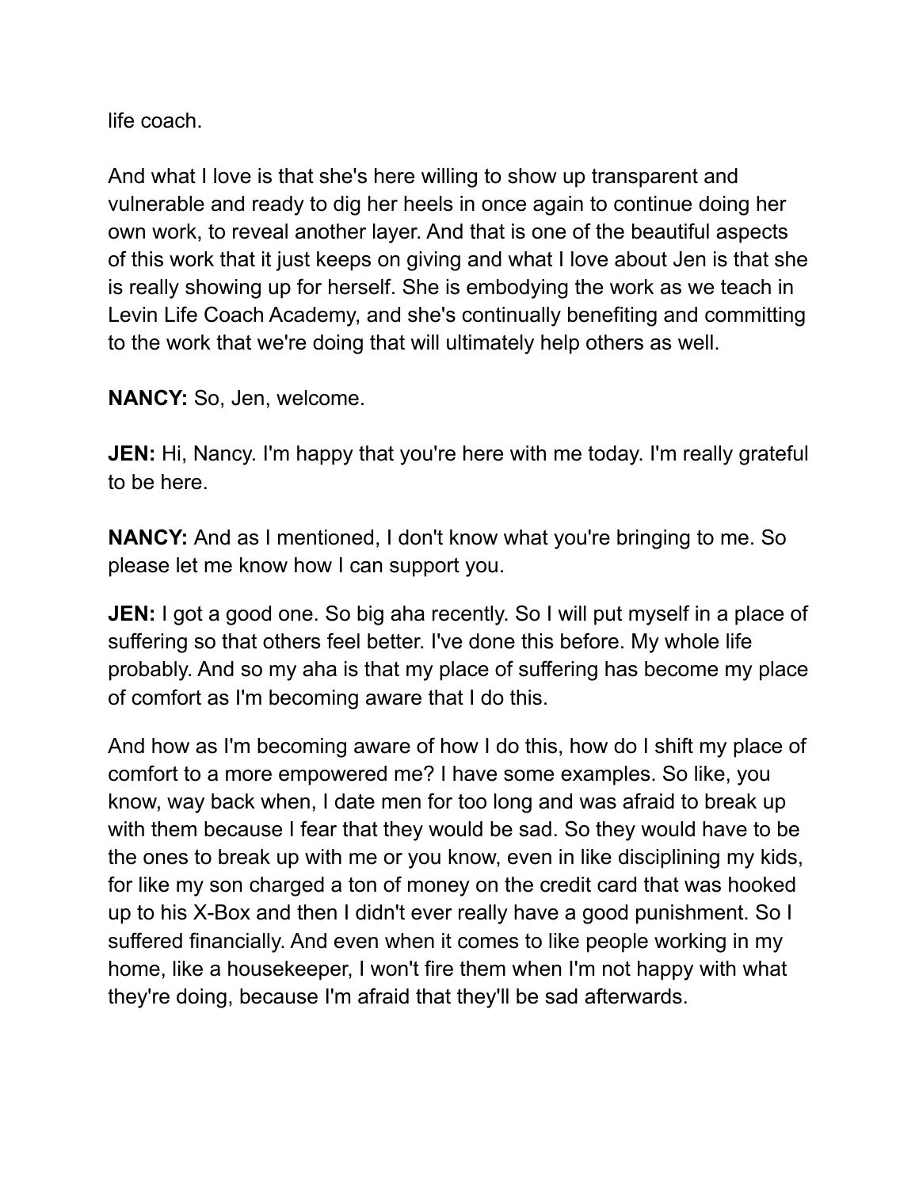life coach.

And what I love is that she's here willing to show up transparent and vulnerable and ready to dig her heels in once again to continue doing her own work, to reveal another layer. And that is one of the beautiful aspects of this work that it just keeps on giving and what I love about Jen is that she is really showing up for herself. She is embodying the work as we teach in Levin Life Coach Academy, and she's continually benefiting and committing to the work that we're doing that will ultimately help others as well.

**NANCY:** So, Jen, welcome.

**JEN:** Hi, Nancy. I'm happy that you're here with me today. I'm really grateful to be here.

**NANCY:** And as I mentioned, I don't know what you're bringing to me. So please let me know how I can support you.

**JEN:** I got a good one. So big aha recently. So I will put myself in a place of suffering so that others feel better. I've done this before. My whole life probably. And so my aha is that my place of suffering has become my place of comfort as I'm becoming aware that I do this.

And how as I'm becoming aware of how I do this, how do I shift my place of comfort to a more empowered me? I have some examples. So like, you know, way back when, I date men for too long and was afraid to break up with them because I fear that they would be sad. So they would have to be the ones to break up with me or you know, even in like disciplining my kids, for like my son charged a ton of money on the credit card that was hooked up to his X-Box and then I didn't ever really have a good punishment. So I suffered financially. And even when it comes to like people working in my home, like a housekeeper, I won't fire them when I'm not happy with what they're doing, because I'm afraid that they'll be sad afterwards.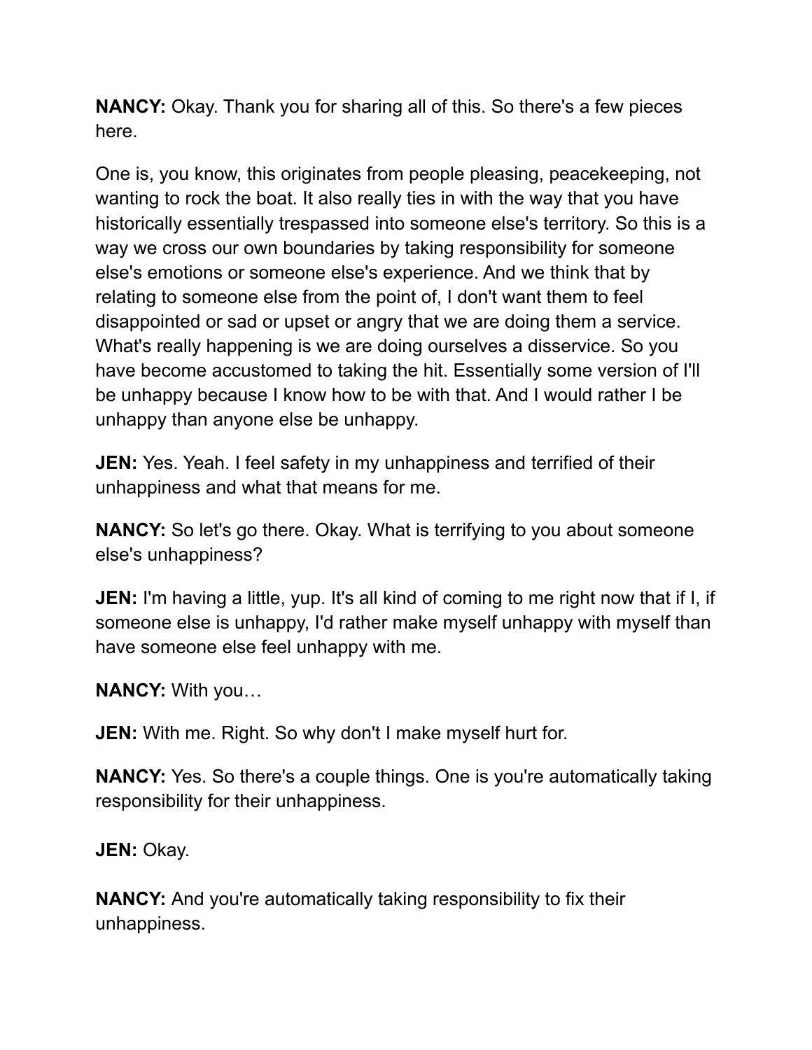**NANCY:** Okay. Thank you for sharing all of this. So there's a few pieces here.

One is, you know, this originates from people pleasing, peacekeeping, not wanting to rock the boat. It also really ties in with the way that you have historically essentially trespassed into someone else's territory. So this is a way we cross our own boundaries by taking responsibility for someone else's emotions or someone else's experience. And we think that by relating to someone else from the point of, I don't want them to feel disappointed or sad or upset or angry that we are doing them a service. What's really happening is we are doing ourselves a disservice. So you have become accustomed to taking the hit. Essentially some version of I'll be unhappy because I know how to be with that. And I would rather I be unhappy than anyone else be unhappy.

**JEN:** Yes. Yeah. I feel safety in my unhappiness and terrified of their unhappiness and what that means for me.

**NANCY:** So let's go there. Okay. What is terrifying to you about someone else's unhappiness?

**JEN:** I'm having a little, yup. It's all kind of coming to me right now that if I, if someone else is unhappy, I'd rather make myself unhappy with myself than have someone else feel unhappy with me.

**NANCY:** With you…

**JEN:** With me. Right. So why don't I make myself hurt for.

**NANCY:** Yes. So there's a couple things. One is you're automatically taking responsibility for their unhappiness.

**JEN:** Okay.

**NANCY:** And you're automatically taking responsibility to fix their unhappiness.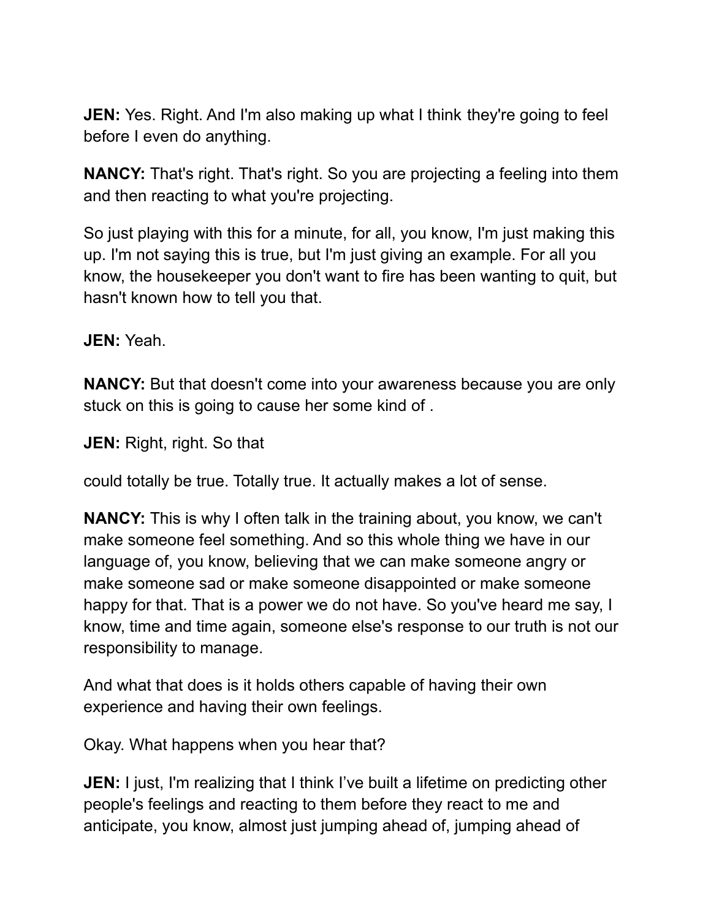**JEN:** Yes. Right. And I'm also making up what I think they're going to feel before I even do anything.

**NANCY:** That's right. That's right. So you are projecting a feeling into them and then reacting to what you're projecting.

So just playing with this for a minute, for all, you know, I'm just making this up. I'm not saying this is true, but I'm just giving an example. For all you know, the housekeeper you don't want to fire has been wanting to quit, but hasn't known how to tell you that.

**JEN:** Yeah.

**NANCY:** But that doesn't come into your awareness because you are only stuck on this is going to cause her some kind of .

**JEN:** Right, right. So that

could totally be true. Totally true. It actually makes a lot of sense.

**NANCY:** This is why I often talk in the training about, you know, we can't make someone feel something. And so this whole thing we have in our language of, you know, believing that we can make someone angry or make someone sad or make someone disappointed or make someone happy for that. That is a power we do not have. So you've heard me say, I know, time and time again, someone else's response to our truth is not our responsibility to manage.

And what that does is it holds others capable of having their own experience and having their own feelings.

Okay. What happens when you hear that?

**JEN:** I just, I'm realizing that I think I've built a lifetime on predicting other people's feelings and reacting to them before they react to me and anticipate, you know, almost just jumping ahead of, jumping ahead of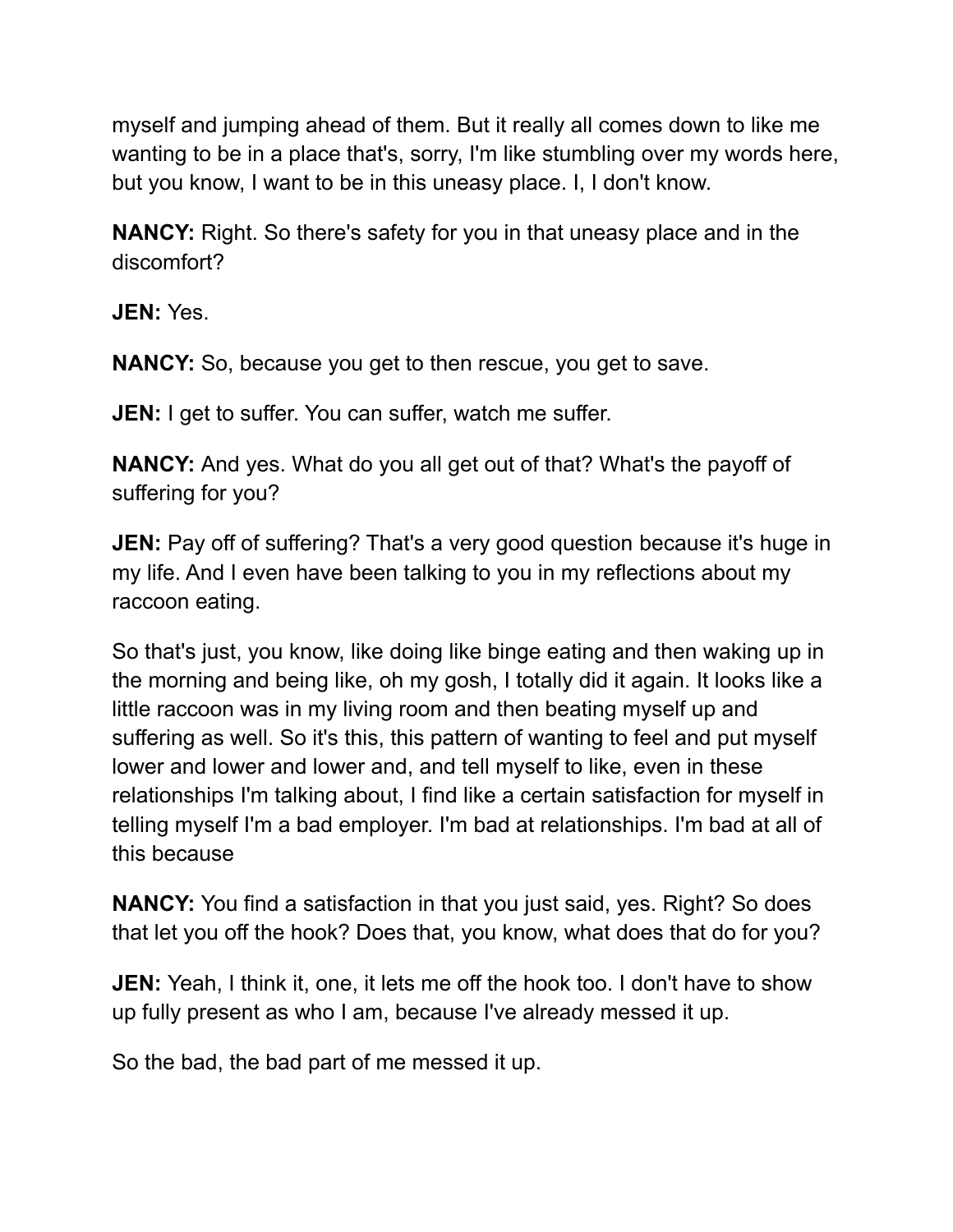myself and jumping ahead of them. But it really all comes down to like me wanting to be in a place that's, sorry, I'm like stumbling over my words here, but you know, I want to be in this uneasy place. I, I don't know.

**NANCY:** Right. So there's safety for you in that uneasy place and in the discomfort?

**JEN:** Yes.

**NANCY:** So, because you get to then rescue, you get to save.

**JEN:** I get to suffer. You can suffer, watch me suffer.

**NANCY:** And yes. What do you all get out of that? What's the payoff of suffering for you?

**JEN:** Pay off of suffering? That's a very good question because it's huge in my life. And I even have been talking to you in my reflections about my raccoon eating.

So that's just, you know, like doing like binge eating and then waking up in the morning and being like, oh my gosh, I totally did it again. It looks like a little raccoon was in my living room and then beating myself up and suffering as well. So it's this, this pattern of wanting to feel and put myself lower and lower and lower and, and tell myself to like, even in these relationships I'm talking about, I find like a certain satisfaction for myself in telling myself I'm a bad employer. I'm bad at relationships. I'm bad at all of this because

**NANCY:** You find a satisfaction in that you just said, yes. Right? So does that let you off the hook? Does that, you know, what does that do for you?

**JEN:** Yeah, I think it, one, it lets me off the hook too. I don't have to show up fully present as who I am, because I've already messed it up.

So the bad, the bad part of me messed it up.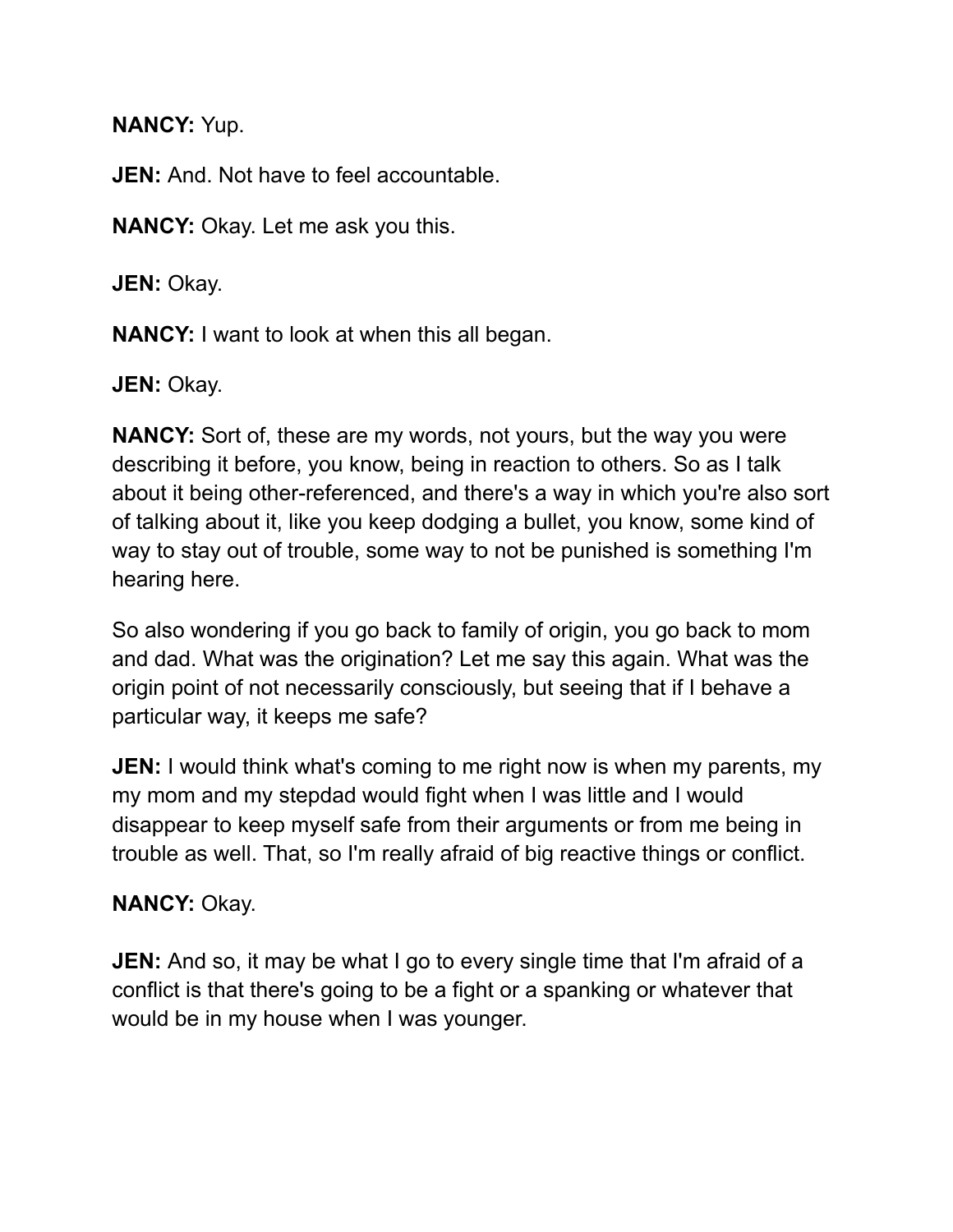**NANCY:** Yup.

**JEN:** And. Not have to feel accountable.

**NANCY:** Okay. Let me ask you this.

**JEN:** Okay.

**NANCY:** I want to look at when this all began.

**JEN:** Okay.

**NANCY:** Sort of, these are my words, not yours, but the way you were describing it before, you know, being in reaction to others. So as I talk about it being other-referenced, and there's a way in which you're also sort of talking about it, like you keep dodging a bullet, you know, some kind of way to stay out of trouble, some way to not be punished is something I'm hearing here.

So also wondering if you go back to family of origin, you go back to mom and dad. What was the origination? Let me say this again. What was the origin point of not necessarily consciously, but seeing that if I behave a particular way, it keeps me safe?

**JEN:** I would think what's coming to me right now is when my parents, my my mom and my stepdad would fight when I was little and I would disappear to keep myself safe from their arguments or from me being in trouble as well. That, so I'm really afraid of big reactive things or conflict.

**NANCY:** Okay.

**JEN:** And so, it may be what I go to every single time that I'm afraid of a conflict is that there's going to be a fight or a spanking or whatever that would be in my house when I was younger.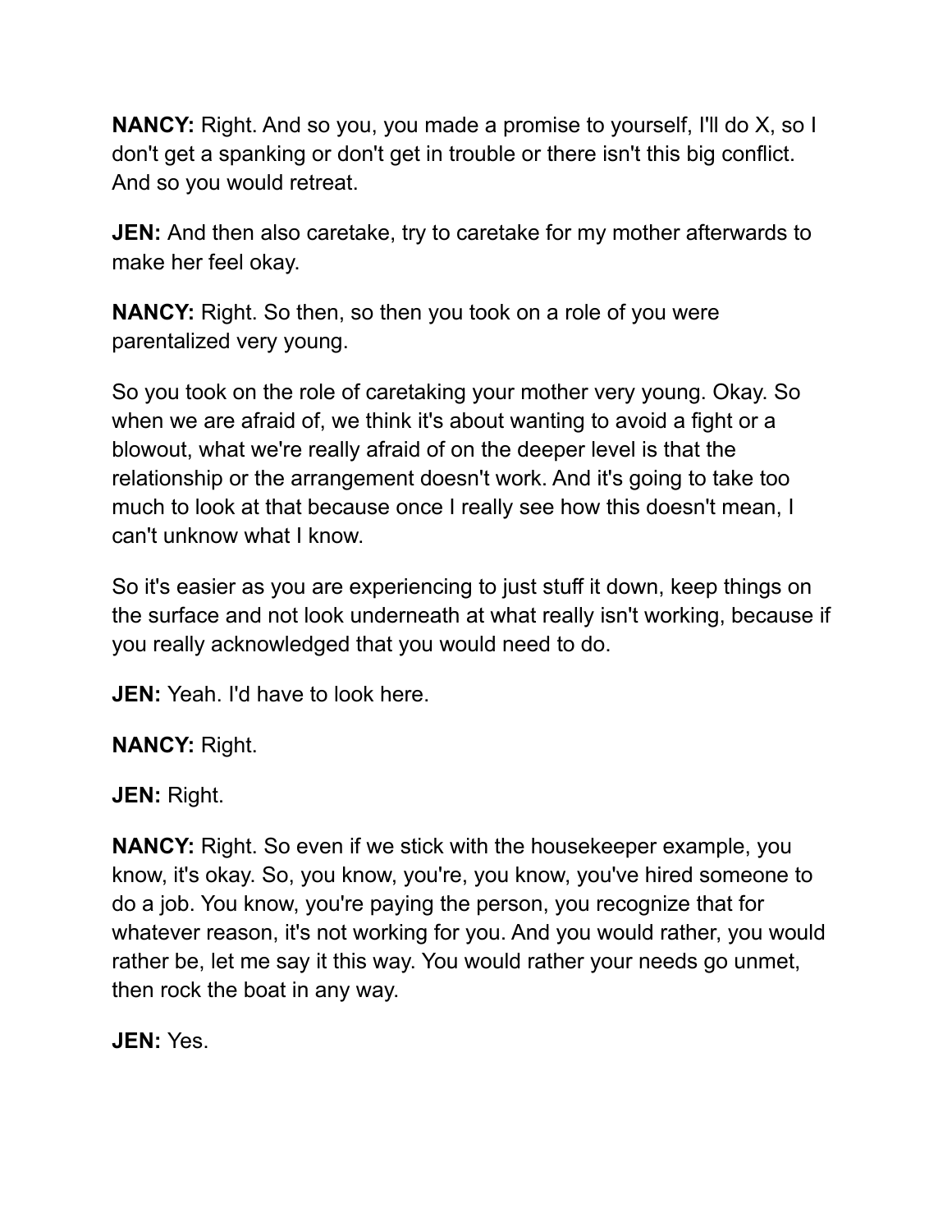**NANCY:** Right. And so you, you made a promise to yourself, I'll do X, so I don't get a spanking or don't get in trouble or there isn't this big conflict. And so you would retreat.

**JEN:** And then also caretake, try to caretake for my mother afterwards to make her feel okay.

**NANCY:** Right. So then, so then you took on a role of you were parentalized very young.

So you took on the role of caretaking your mother very young. Okay. So when we are afraid of, we think it's about wanting to avoid a fight or a blowout, what we're really afraid of on the deeper level is that the relationship or the arrangement doesn't work. And it's going to take too much to look at that because once I really see how this doesn't mean, I can't unknow what I know.

So it's easier as you are experiencing to just stuff it down, keep things on the surface and not look underneath at what really isn't working, because if you really acknowledged that you would need to do.

**JEN:** Yeah. I'd have to look here.

**NANCY:** Right.

**JEN:** Right.

**NANCY:** Right. So even if we stick with the housekeeper example, you know, it's okay. So, you know, you're, you know, you've hired someone to do a job. You know, you're paying the person, you recognize that for whatever reason, it's not working for you. And you would rather, you would rather be, let me say it this way. You would rather your needs go unmet, then rock the boat in any way.

**JEN:** Yes.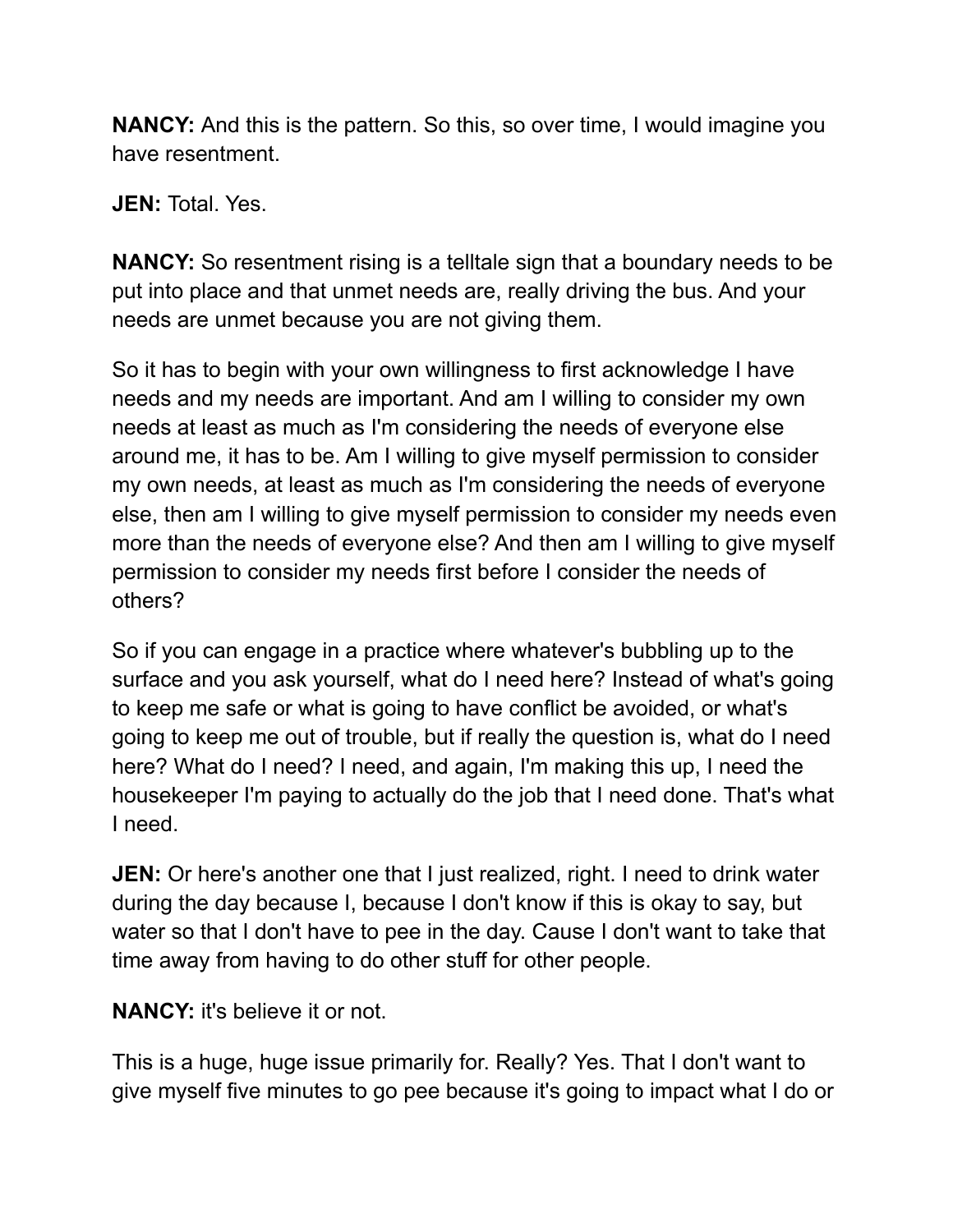**NANCY:** And this is the pattern. So this, so over time, I would imagine you have resentment.

**JEN:** Total. Yes.

**NANCY:** So resentment rising is a telltale sign that a boundary needs to be put into place and that unmet needs are, really driving the bus. And your needs are unmet because you are not giving them.

So it has to begin with your own willingness to first acknowledge I have needs and my needs are important. And am I willing to consider my own needs at least as much as I'm considering the needs of everyone else around me, it has to be. Am I willing to give myself permission to consider my own needs, at least as much as I'm considering the needs of everyone else, then am I willing to give myself permission to consider my needs even more than the needs of everyone else? And then am I willing to give myself permission to consider my needs first before I consider the needs of others?

So if you can engage in a practice where whatever's bubbling up to the surface and you ask yourself, what do I need here? Instead of what's going to keep me safe or what is going to have conflict be avoided, or what's going to keep me out of trouble, but if really the question is, what do I need here? What do I need? I need, and again, I'm making this up, I need the housekeeper I'm paying to actually do the job that I need done. That's what I need.

**JEN:** Or here's another one that I just realized, right. I need to drink water during the day because I, because I don't know if this is okay to say, but water so that I don't have to pee in the day. Cause I don't want to take that time away from having to do other stuff for other people.

**NANCY:** it's believe it or not.

This is a huge, huge issue primarily for. Really? Yes. That I don't want to give myself five minutes to go pee because it's going to impact what I do or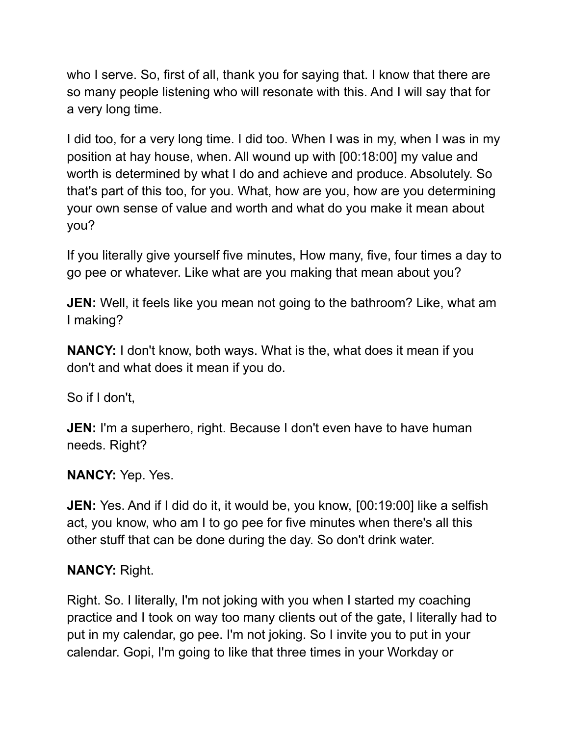who I serve. So, first of all, thank you for saying that. I know that there are so many people listening who will resonate with this. And I will say that for a very long time.

I did too, for a very long time. I did too. When I was in my, when I was in my position at hay house, when. All wound up with [00:18:00] my value and worth is determined by what I do and achieve and produce. Absolutely. So that's part of this too, for you. What, how are you, how are you determining your own sense of value and worth and what do you make it mean about you?

If you literally give yourself five minutes, How many, five, four times a day to go pee or whatever. Like what are you making that mean about you?

**JEN:** Well, it feels like you mean not going to the bathroom? Like, what am I making?

**NANCY:** I don't know, both ways. What is the, what does it mean if you don't and what does it mean if you do.

So if I don't,

**JEN:** I'm a superhero, right. Because I don't even have to have human needs. Right?

**NANCY:** Yep. Yes.

**JEN:** Yes. And if I did do it, it would be, you know, [00:19:00] like a selfish act, you know, who am I to go pee for five minutes when there's all this other stuff that can be done during the day. So don't drink water.

**NANCY:** Right.

Right. So. I literally, I'm not joking with you when I started my coaching practice and I took on way too many clients out of the gate, I literally had to put in my calendar, go pee. I'm not joking. So I invite you to put in your calendar. Gopi, I'm going to like that three times in your Workday or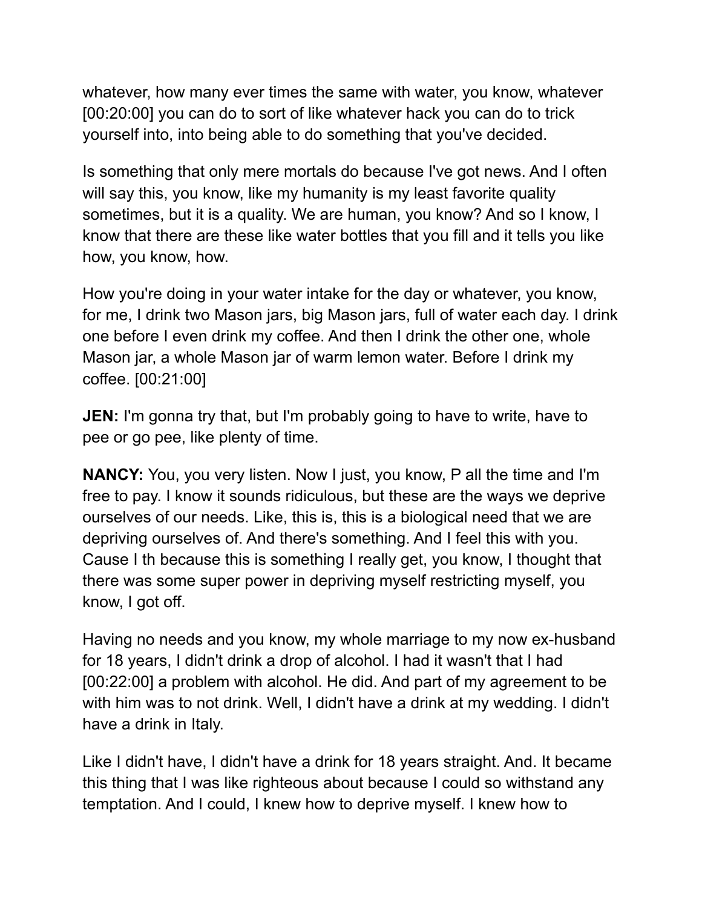whatever, how many ever times the same with water, you know, whatever [00:20:00] you can do to sort of like whatever hack you can do to trick yourself into, into being able to do something that you've decided.

Is something that only mere mortals do because I've got news. And I often will say this, you know, like my humanity is my least favorite quality sometimes, but it is a quality. We are human, you know? And so I know, I know that there are these like water bottles that you fill and it tells you like how, you know, how.

How you're doing in your water intake for the day or whatever, you know, for me, I drink two Mason jars, big Mason jars, full of water each day. I drink one before I even drink my coffee. And then I drink the other one, whole Mason jar, a whole Mason jar of warm lemon water. Before I drink my coffee. [00:21:00]

**JEN:** I'm gonna try that, but I'm probably going to have to write, have to pee or go pee, like plenty of time.

**NANCY:** You, you very listen. Now I just, you know, P all the time and I'm free to pay. I know it sounds ridiculous, but these are the ways we deprive ourselves of our needs. Like, this is, this is a biological need that we are depriving ourselves of. And there's something. And I feel this with you. Cause I th because this is something I really get, you know, I thought that there was some super power in depriving myself restricting myself, you know, I got off.

Having no needs and you know, my whole marriage to my now ex-husband for 18 years, I didn't drink a drop of alcohol. I had it wasn't that I had [00:22:00] a problem with alcohol. He did. And part of my agreement to be with him was to not drink. Well, I didn't have a drink at my wedding. I didn't have a drink in Italy.

Like I didn't have, I didn't have a drink for 18 years straight. And. It became this thing that I was like righteous about because I could so withstand any temptation. And I could, I knew how to deprive myself. I knew how to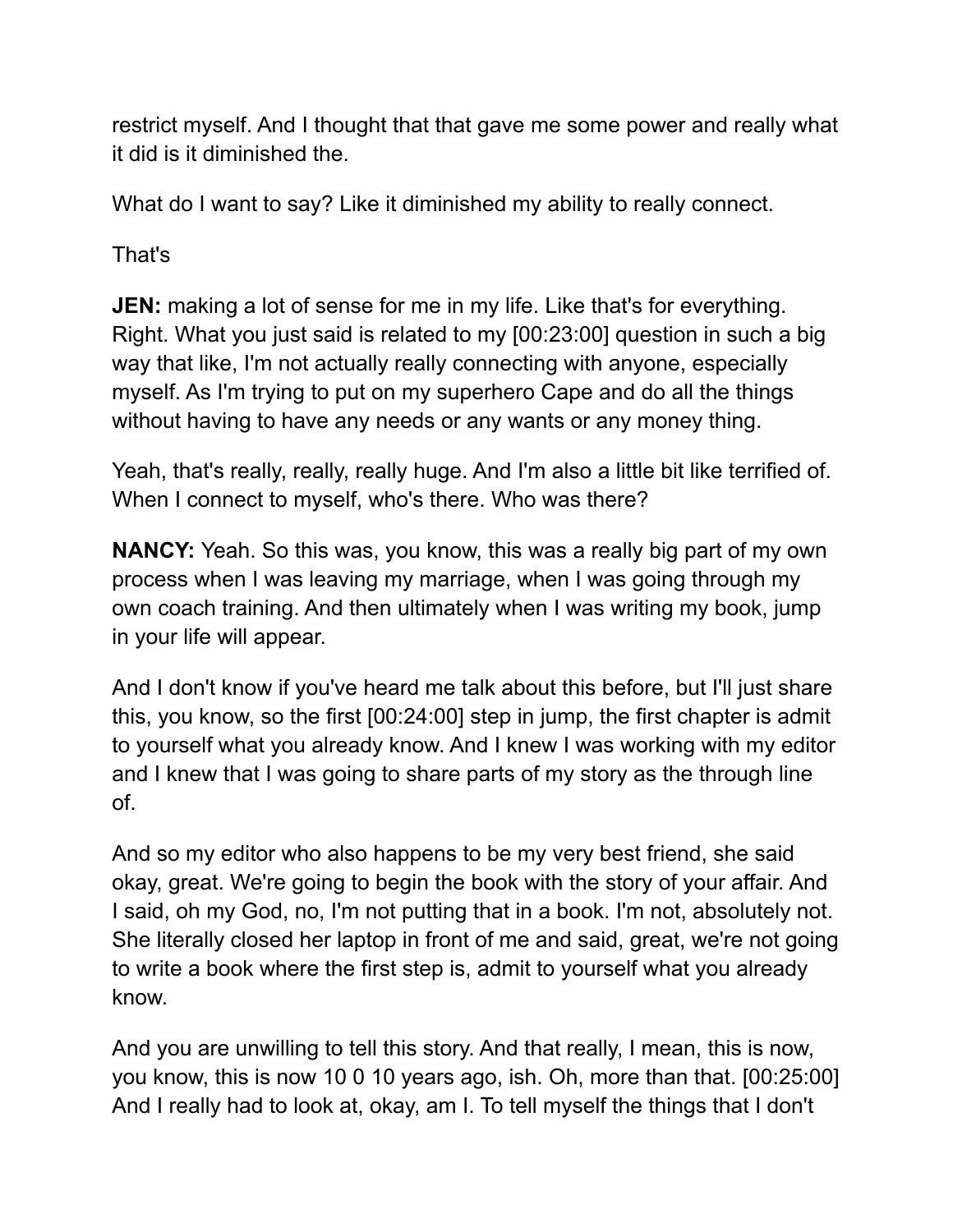restrict myself. And I thought that that gave me some power and really what it did is it diminished the.

What do I want to say? Like it diminished my ability to really connect.

That's

**JEN:** making a lot of sense for me in my life. Like that's for everything. Right. What you just said is related to my [00:23:00] question in such a big way that like, I'm not actually really connecting with anyone, especially myself. As I'm trying to put on my superhero Cape and do all the things without having to have any needs or any wants or any money thing.

Yeah, that's really, really, really huge. And I'm also a little bit like terrified of. When I connect to myself, who's there. Who was there?

**NANCY:** Yeah. So this was, you know, this was a really big part of my own process when I was leaving my marriage, when I was going through my own coach training. And then ultimately when I was writing my book, jump in your life will appear.

And I don't know if you've heard me talk about this before, but I'll just share this, you know, so the first [00:24:00] step in jump, the first chapter is admit to yourself what you already know. And I knew I was working with my editor and I knew that I was going to share parts of my story as the through line of.

And so my editor who also happens to be my very best friend, she said okay, great. We're going to begin the book with the story of your affair. And I said, oh my God, no, I'm not putting that in a book. I'm not, absolutely not. She literally closed her laptop in front of me and said, great, we're not going to write a book where the first step is, admit to yourself what you already know.

And you are unwilling to tell this story. And that really, I mean, this is now, you know, this is now 10 0 10 years ago, ish. Oh, more than that. [00:25:00] And I really had to look at, okay, am I. To tell myself the things that I don't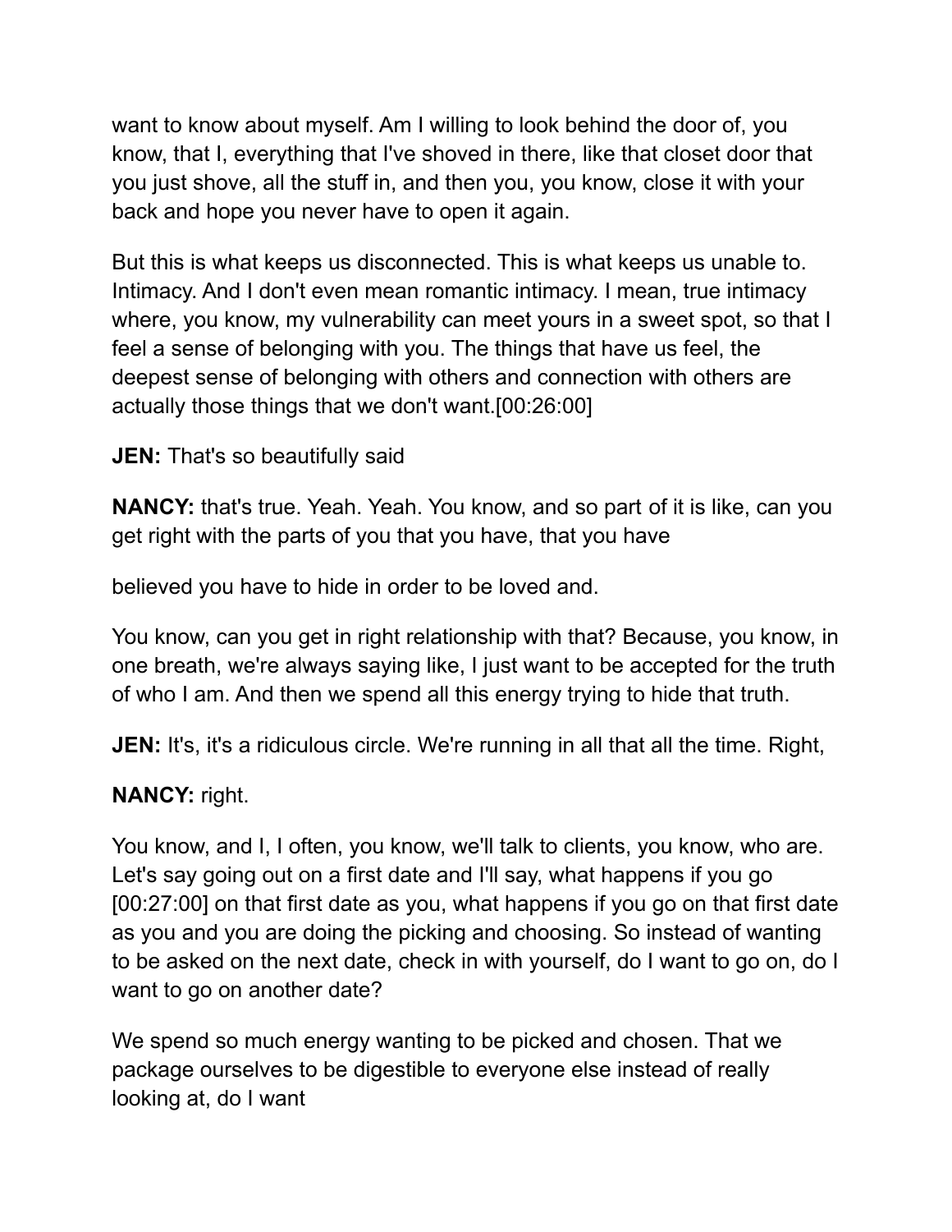want to know about myself. Am I willing to look behind the door of, you know, that I, everything that I've shoved in there, like that closet door that you just shove, all the stuff in, and then you, you know, close it with your back and hope you never have to open it again.

But this is what keeps us disconnected. This is what keeps us unable to. Intimacy. And I don't even mean romantic intimacy. I mean, true intimacy where, you know, my vulnerability can meet yours in a sweet spot, so that I feel a sense of belonging with you. The things that have us feel, the deepest sense of belonging with others and connection with others are actually those things that we don't want.[00:26:00]

**JEN:** That's so beautifully said

**NANCY:** that's true. Yeah. Yeah. You know, and so part of it is like, can you get right with the parts of you that you have, that you have

believed you have to hide in order to be loved and.

You know, can you get in right relationship with that? Because, you know, in one breath, we're always saying like, I just want to be accepted for the truth of who I am. And then we spend all this energy trying to hide that truth.

**JEN:** It's, it's a ridiculous circle. We're running in all that all the time. Right,

**NANCY:** right.

You know, and I, I often, you know, we'll talk to clients, you know, who are. Let's say going out on a first date and I'll say, what happens if you go [00:27:00] on that first date as you, what happens if you go on that first date as you and you are doing the picking and choosing. So instead of wanting to be asked on the next date, check in with yourself, do I want to go on, do I want to go on another date?

We spend so much energy wanting to be picked and chosen. That we package ourselves to be digestible to everyone else instead of really looking at, do I want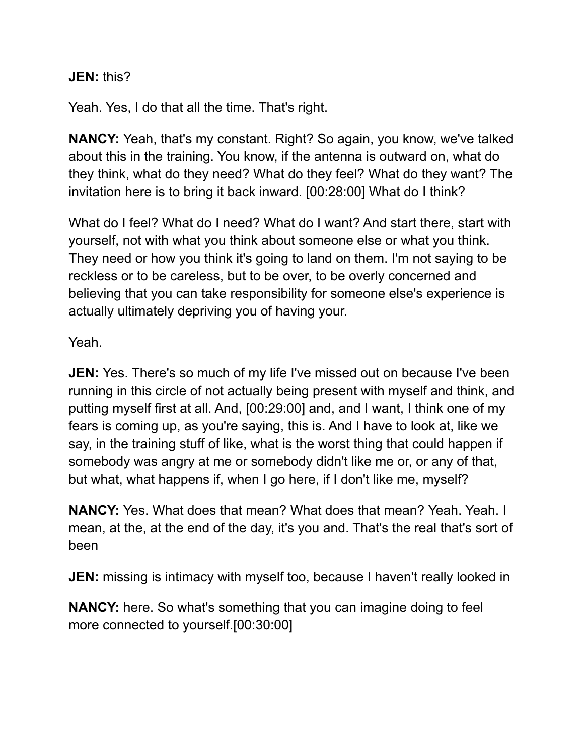**JEN:** this?

Yeah. Yes, I do that all the time. That's right.

**NANCY:** Yeah, that's my constant. Right? So again, you know, we've talked about this in the training. You know, if the antenna is outward on, what do they think, what do they need? What do they feel? What do they want? The invitation here is to bring it back inward. [00:28:00] What do I think?

What do I feel? What do I need? What do I want? And start there, start with yourself, not with what you think about someone else or what you think. They need or how you think it's going to land on them. I'm not saying to be reckless or to be careless, but to be over, to be overly concerned and believing that you can take responsibility for someone else's experience is actually ultimately depriving you of having your.

Yeah.

**JEN:** Yes. There's so much of my life I've missed out on because I've been running in this circle of not actually being present with myself and think, and putting myself first at all. And, [00:29:00] and, and I want, I think one of my fears is coming up, as you're saying, this is. And I have to look at, like we say, in the training stuff of like, what is the worst thing that could happen if somebody was angry at me or somebody didn't like me or, or any of that, but what, what happens if, when I go here, if I don't like me, myself?

**NANCY:** Yes. What does that mean? What does that mean? Yeah. Yeah. I mean, at the, at the end of the day, it's you and. That's the real that's sort of been

**JEN:** missing is intimacy with myself too, because I haven't really looked in

**NANCY:** here. So what's something that you can imagine doing to feel more connected to yourself.[00:30:00]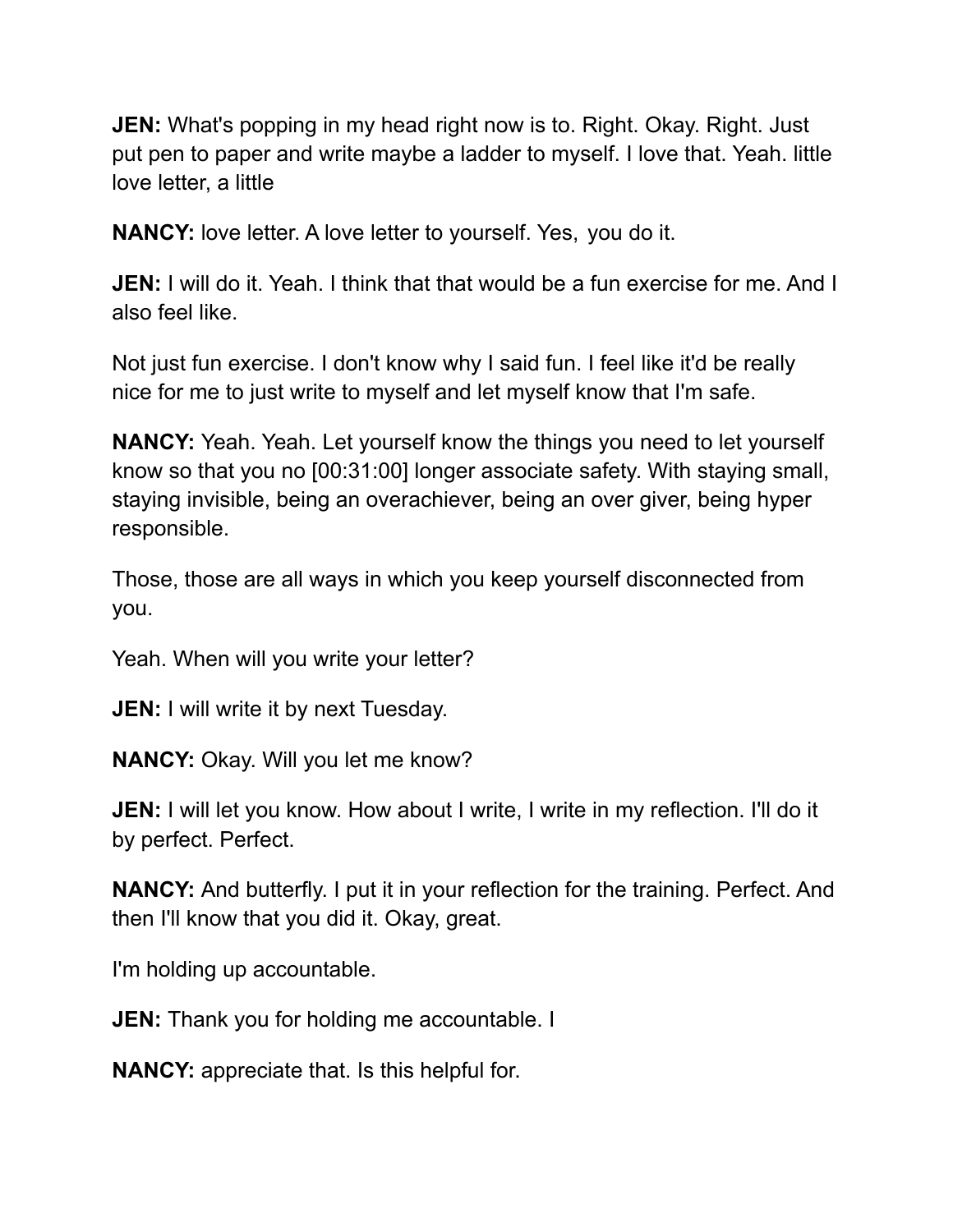**JEN:** What's popping in my head right now is to. Right. Okay. Right. Just put pen to paper and write maybe a ladder to myself. I love that. Yeah. little love letter, a little

**NANCY:** love letter. A love letter to yourself. Yes,  you do it.

**JEN:** I will do it. Yeah. I think that that would be a fun exercise for me. And I also feel like.

Not just fun exercise. I don't know why I said fun. I feel like it'd be really nice for me to just write to myself and let myself know that I'm safe.

**NANCY:** Yeah. Yeah. Let yourself know the things you need to let yourself know so that you no [00:31:00] longer associate safety. With staying small, staying invisible, being an overachiever, being an over giver, being hyper responsible.

Those, those are all ways in which you keep yourself disconnected from you.

Yeah. When will you write your letter?

**JEN:** I will write it by next Tuesday.

**NANCY:** Okay. Will you let me know?

**JEN:** I will let you know. How about I write, I write in my reflection. I'll do it by perfect. Perfect.

**NANCY:** And butterfly. I put it in your reflection for the training. Perfect. And then I'll know that you did it. Okay, great.

I'm holding up accountable.

**JEN:** Thank you for holding me accountable. I

**NANCY:** appreciate that. Is this helpful for.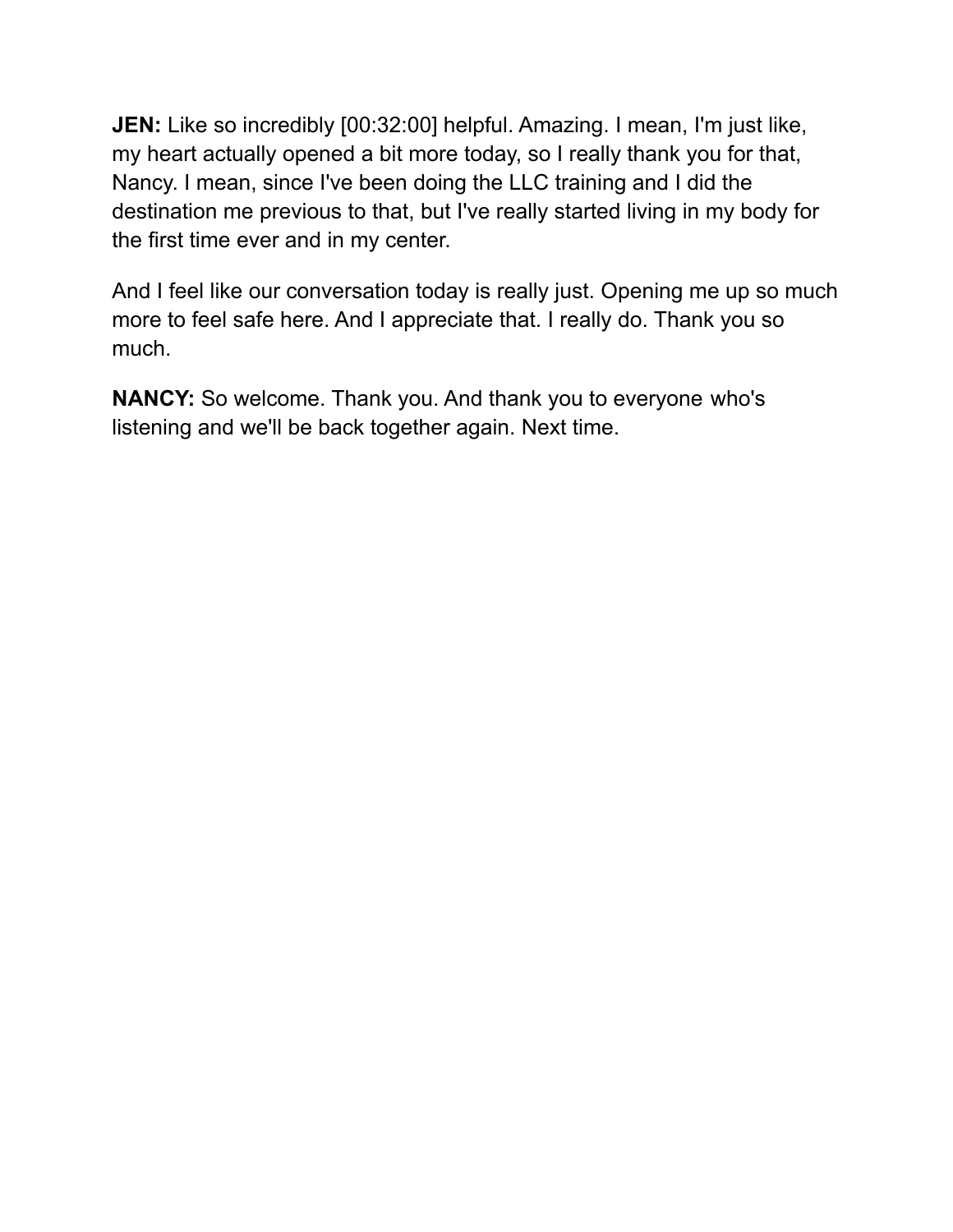**JEN:** Like so incredibly [00:32:00] helpful. Amazing. I mean, I'm just like, my heart actually opened a bit more today, so I really thank you for that, Nancy. I mean, since I've been doing the LLC training and I did the destination me previous to that, but I've really started living in my body for the first time ever and in my center.

And I feel like our conversation today is really just. Opening me up so much more to feel safe here. And I appreciate that. I really do. Thank you so much.

**NANCY:** So welcome. Thank you. And thank you to everyone who's listening and we'll be back together again. Next time.